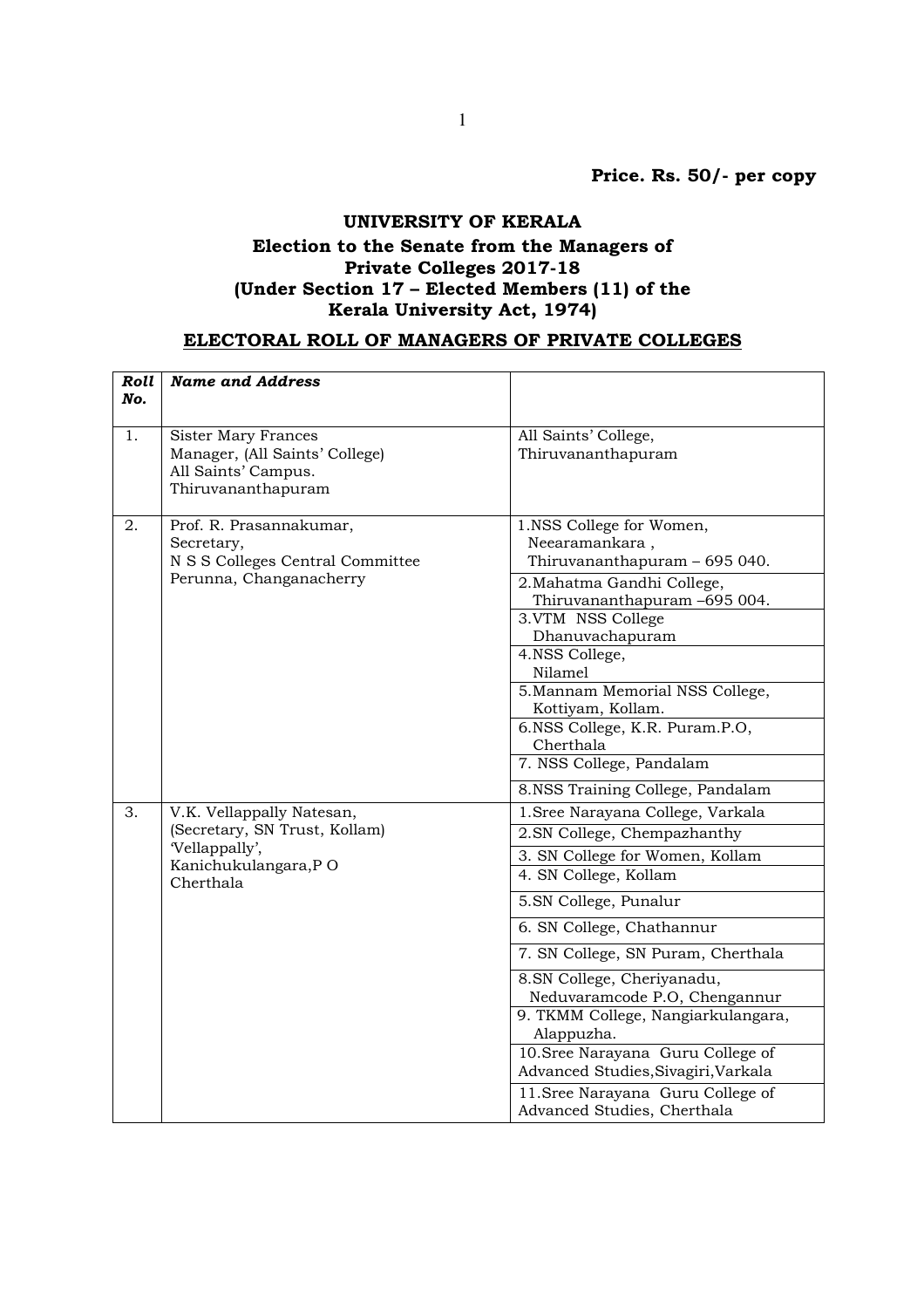**Price. Rs. 50/- per copy**

# UNIVERSITY OF KERALA

## Election to the Senate from the Managers of Private Colleges 2017-18 (Under Section 17 – Elected Members (11) of the Kerala University Act, 1974)

### ELECTORAL ROLL OF MANAGERS OF PRIVATE COLLEGES

| ***Roll No.*** | ***Name and Address*** | |
|---|---|---|
| 1. | Sister Mary Frances<br>Manager, (All Saints' College)<br>All Saints' Campus.<br>Thiruvananthapuram | All Saints' College,<br>Thiruvananthapuram |
| 2. | Prof. R. Prasannakumar,<br>Secretary,<br>N S S Colleges Central Committee<br>Perunna, Changanacherry | 1.NSS College for Women, Neearamankara , Thiruvananthapuram – 695 040. |
| | | 2.Mahatma Gandhi College, Thiruvananthapuram –695 004. |
| | | 3.VTM NSS College Dhanuvachapuram |
| | | 4.NSS College, Nilamel |
| | | 5.Mannam Memorial NSS College, Kottiyam, Kollam. |
| | | 6.NSS College, K.R. Puram.P.O, Cherthala |
| | | 7. NSS College, Pandalam |
| | | 8.NSS Training College, Pandalam |
| 3. | V.K. Vellappally Natesan,<br>(Secretary, SN Trust, Kollam)<br>'Vellappally',<br>Kanichukulangara,P O<br>Cherthala | 1.Sree Narayana College, Varkala |
| | | 2.SN College, Chempazhanthy |
| | | 3. SN College for Women, Kollam |
| | | 4. SN College, Kollam |
| | | 5.SN College, Punalur |
| | | 6. SN College, Chathannur |
| | | 7. SN College, SN Puram, Cherthala |
| | | 8.SN College, Cheriyanadu, Neduvaramcode P.O, Chengannur |
| | | 9. TKMM College, Nangiarkulangara, Alappuzha. |
| | | 10.Sree Narayana Guru College of Advanced Studies,Sivagiri,Varkala |
| | | 11.Sree Narayana Guru College of Advanced Studies, Cherthala |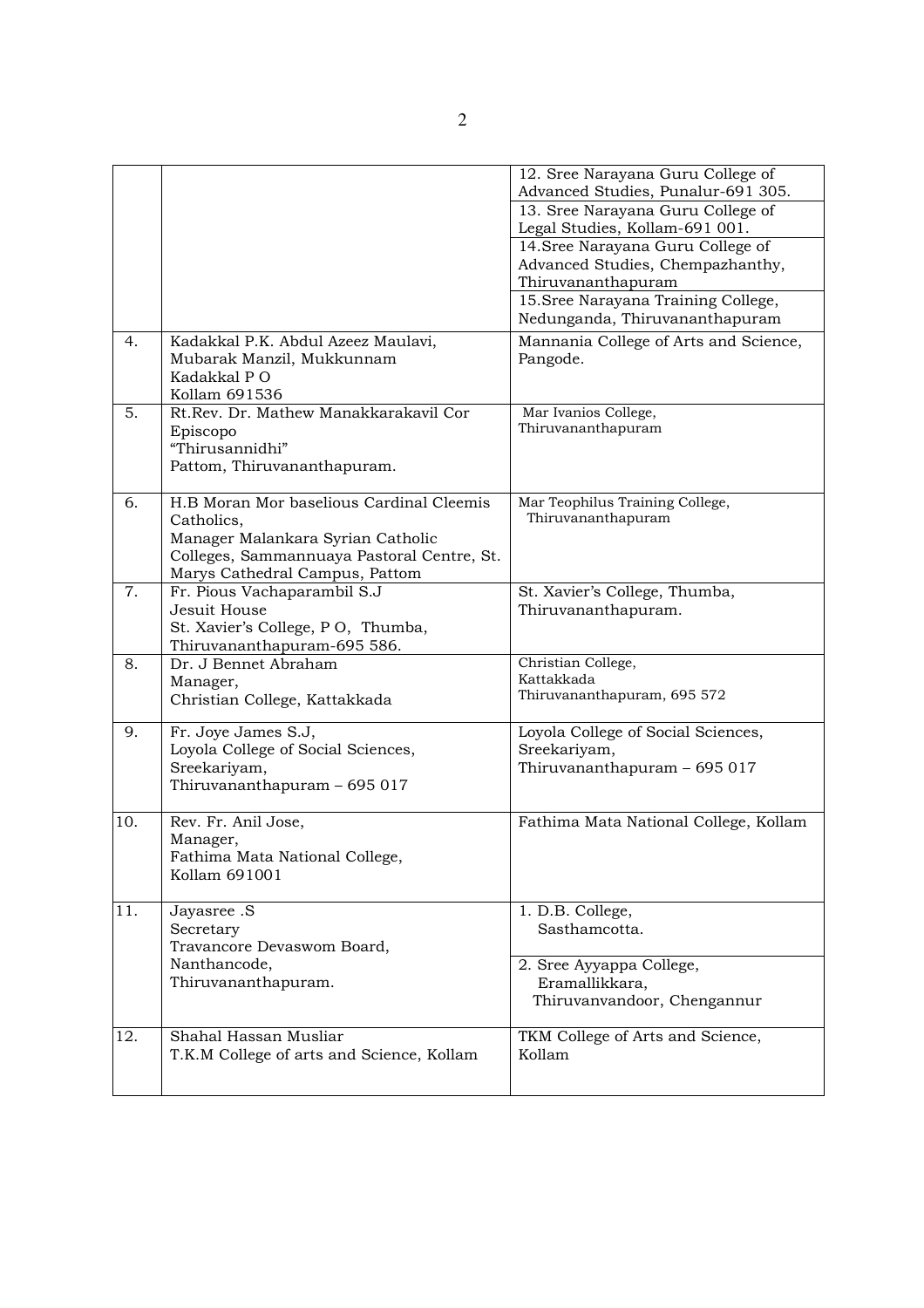| | | |
|---|---|---|
| | | 12. Sree Narayana Guru College of Advanced Studies, Punalur-691 305. |
| | | 13. Sree Narayana Guru College of Legal Studies, Kollam-691 001. |
| | | 14.Sree Narayana Guru College of Advanced Studies, Chempazhanthy, Thiruvananthapuram |
| | | 15.Sree Narayana Training College, Nedunganda, Thiruvananthapuram |
| 4. | Kadakkal P.K. Abdul Azeez Maulavi, Mubarak Manzil, Mukkunnam Kadakkal P O Kollam 691536 | Mannania College of Arts and Science, Pangode. |
| 5. | Rt.Rev. Dr. Mathew Manakkarakavil Cor Episcopo "Thirusannidhi" Pattom, Thiruvananthapuram. | Mar Ivanios College, Thiruvananthapuram |
| 6. | H.B Moran Mor baselious Cardinal Cleemis Catholics, Manager Malankara Syrian Catholic Colleges, Sammannuaya Pastoral Centre, St. Marys Cathedral Campus, Pattom | Mar Teophilus Training College, Thiruvananthapuram |
| 7. | Fr. Pious Vachaparambil S.J Jesuit House St. Xavier's College, P O, Thumba, Thiruvananthapuram-695 586. | St. Xavier's College, Thumba, Thiruvananthapuram. |
| 8. | Dr. J Bennet Abraham Manager, Christian College, Kattakkada | Christian College, Kattakkada Thiruvananthapuram, 695 572 |
| 9. | Fr. Joye James S.J, Loyola College of Social Sciences, Sreekariyam, Thiruvananthapuram – 695 017 | Loyola College of Social Sciences, Sreekariyam, Thiruvananthapuram – 695 017 |
| 10. | Rev. Fr. Anil Jose, Manager, Fathima Mata National College, Kollam 691001 | Fathima Mata National College, Kollam |
| 11. | Jayasree .S Secretary Travancore Devaswom Board, Nanthancode, Thiruvananthapuram. | 1. D.B. College, Sasthamcotta. |
| | | 2. Sree Ayyappa College, Eramallikkara, Thiruvanvandoor, Chengannur |
| 12. | Shahal Hassan Musliar T.K.M College of arts and Science, Kollam | TKM College of Arts and Science, Kollam |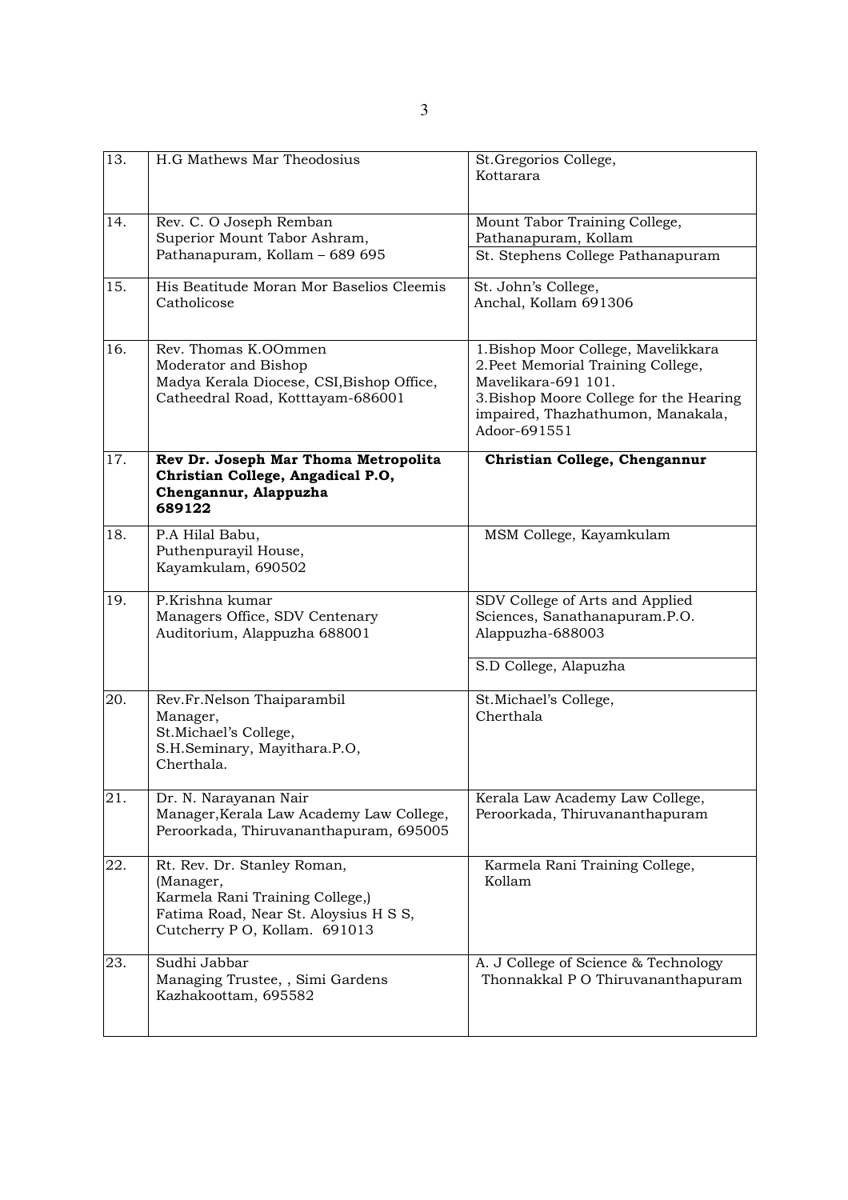| | | |
|---|---|---|
| 13. | H.G Mathews Mar Theodosius | St.Gregorios College, Kottarara |
| 14. | Rev. C. O Joseph Remban<br>Superior Mount Tabor Ashram,<br>Pathanapuram, Kollam – 689 695 | Mount Tabor Training College, Pathanapuram, Kollam<br>St. Stephens College Pathanapuram |
| 15. | His Beatitude Moran Mor Baselios Cleemis Catholicose | St. John's College,<br>Anchal, Kollam 691306 |
| 16. | Rev. Thomas K.OOmmen<br>Moderator and Bishop<br>Madya Kerala Diocese, CSI,Bishop Office,<br>Catheedral Road, Kotttayam-686001 | 1.Bishop Moor College, Mavelikkara<br>2.Peet Memorial Training College, Mavelikara-691 101.<br>3.Bishop Moore College for the Hearing impaired, Thazhathumon, Manakala, Adoor-691551 |
| 17. | **Rev Dr. Joseph Mar Thoma Metropolita<br>Christian College, Angadical P.O,<br>Chengannur, Alappuzha<br>689122** | **Christian College, Chengannur** |
| 18. | P.A Hilal Babu,<br>Puthenpurayil House,<br>Kayamkulam, 690502 | MSM College, Kayamkulam |
| 19. | P.Krishna kumar<br>Managers Office, SDV Centenary<br>Auditorium, Alappuzha 688001 | SDV College of Arts and Applied Sciences, Sanathanapuram.P.O.<br>Alappuzha-688003<br>S.D College, Alapuzha |
| 20. | Rev.Fr.Nelson Thaiparambil<br>Manager,<br>St.Michael's College,<br>S.H.Seminary, Mayithara.P.O,<br>Cherthala. | St.Michael's College,<br>Cherthala |
| 21. | Dr. N. Narayanan Nair<br>Manager,Kerala Law Academy Law College,<br>Peroorkada, Thiruvananthapuram, 695005 | Kerala Law Academy Law College,<br>Peroorkada, Thiruvananthapuram |
| 22. | Rt. Rev. Dr. Stanley Roman,<br>(Manager,<br>Karmela Rani Training College,)<br>Fatima Road, Near St. Aloysius H S S,<br>Cutcherry P O, Kollam. 691013 | Karmela Rani Training College,<br>Kollam |
| 23. | Sudhi Jabbar<br>Managing Trustee, , Simi Gardens<br>Kazhakoottam, 695582 | A. J College of Science & Technology<br>Thonnakkal P O Thiruvananthapuram |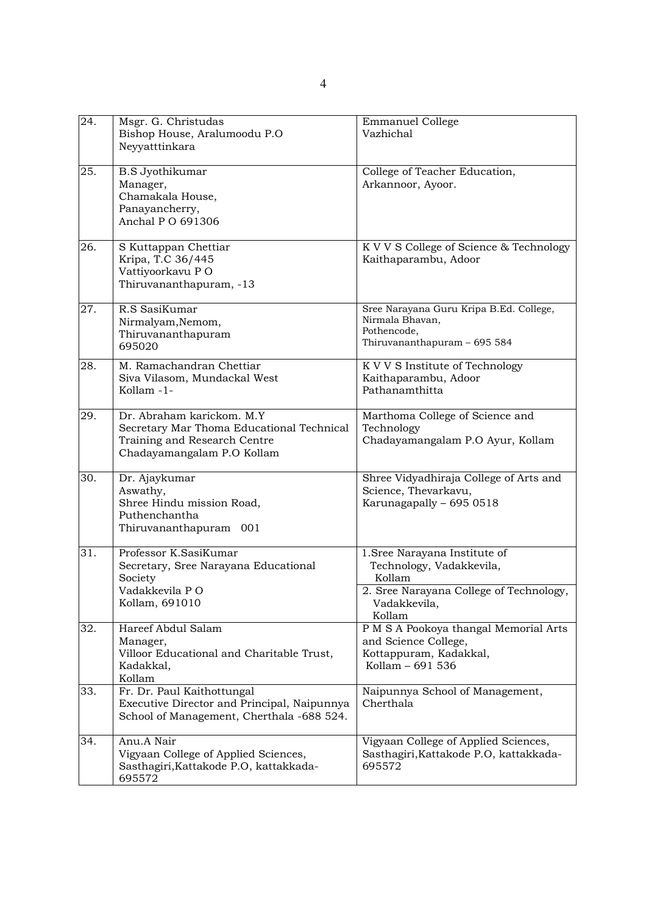| | | |
|---|---|---|
| 24. | Msgr. G. Christudas<br>Bishop House, Aralumoodu P.O<br>Neyyatttinkara | Emmanuel College<br>Vazhichal |
| 25. | B.S Jyothikumar<br>Manager,<br>Chamakala House,<br>Panayancherry,<br>Anchal P O 691306 | College of Teacher Education,<br>Arkannoor, Ayoor. |
| 26. | S Kuttappan Chettiar<br>Kripa, T.C 36/445<br>Vattiyoorkavu P O<br>Thiruvananthapuram, -13 | K V V S College of Science & Technology<br>Kaithaparambu, Adoor |
| 27. | R.S SasiKumar<br>Nirmalyam,Nemom,<br>Thiruvananthapuram<br>695020 | Sree Narayana Guru Kripa B.Ed. College,<br>Nirmala Bhavan,<br>Pothencode,<br>Thiruvananthapuram – 695 584 |
| 28. | M. Ramachandran Chettiar<br>Siva Vilasom, Mundackal West<br>Kollam -1- | K V V S Institute of Technology<br>Kaithaparambu, Adoor<br>Pathanamthitta |
| 29. | Dr. Abraham karickom. M.Y<br>Secretary Mar Thoma Educational Technical Training and Research Centre<br>Chadayamangalam P.O Kollam | Marthoma College of Science and Technology<br>Chadayamangalam P.O Ayur, Kollam |
| 30. | Dr. Ajaykumar<br>Aswathy,<br>Shree Hindu mission Road,<br>Puthenchantha<br>Thiruvananthapuram 001 | Shree Vidyadhiraja College of Arts and Science, Thevarkavu,<br>Karunagapally – 695 0518 |
| 31. | Professor K.SasiKumar<br>Secretary, Sree Narayana Educational Society<br>Vadakkevila P O<br>Kollam, 691010 | 1.Sree Narayana Institute of Technology, Vadakkevila, Kollam<br>2. Sree Narayana College of Technology, Vadakkevila, Kollam |
| 32. | Hareef Abdul Salam<br>Manager,<br>Villoor Educational and Charitable Trust,<br>Kadakkal,<br>Kollam | P M S A Pookoya thangal Memorial Arts and Science College,<br>Kottappuram, Kadakkal,<br>Kollam – 691 536 |
| 33. | Fr. Dr. Paul Kaithottungal<br>Executive Director and Principal, Naipunnya School of Management, Cherthala -688 524. | Naipunnya School of Management,<br>Cherthala |
| 34. | Anu.A Nair<br>Vigyaan College of Applied Sciences,<br>Sasthagiri,Kattakode P.O, kattakkada-695572 | Vigyaan College of Applied Sciences,<br>Sasthagiri,Kattakode P.O, kattakkada-695572 |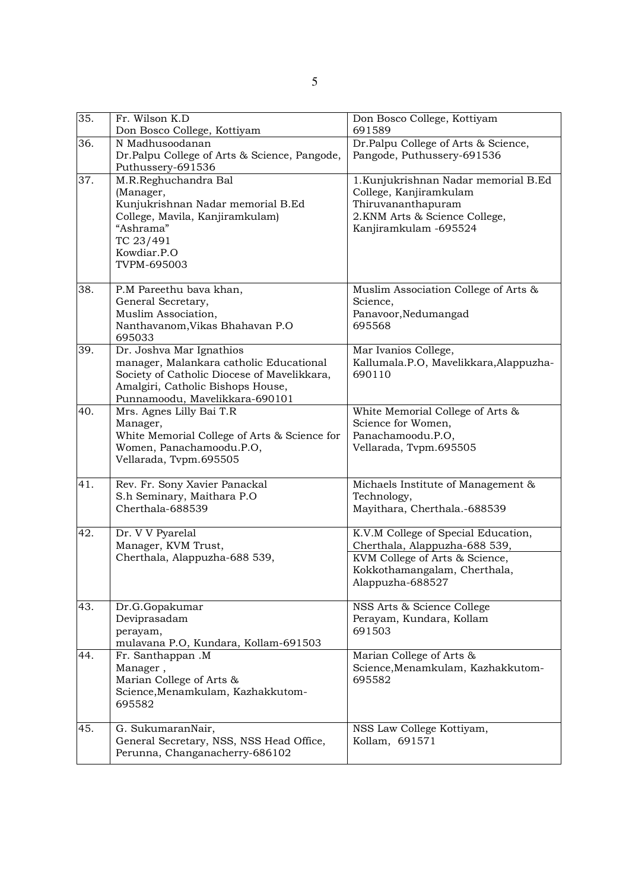| | | |
|---|---|---|
| 35. | Fr. Wilson K.D<br>Don Bosco College, Kottiyam | Don Bosco College, Kottiyam<br>691589 |
| 36. | N Madhusoodanan<br>Dr.Palpu College of Arts & Science, Pangode, Puthussery-691536 | Dr.Palpu College of Arts & Science, Pangode, Puthussery-691536 |
| 37. | M.R.Reghuchandra Bal<br>(Manager,<br>Kunjukrishnan Nadar memorial B.Ed College, Mavila, Kanjiramkulam)<br>"Ashrama"<br>TC 23/491<br>Kowdiar.P.O<br>TVPM-695003 | 1.Kunjukrishnan Nadar memorial B.Ed College, Kanjiramkulam<br>Thiruvananthapuram<br>2.KNM Arts & Science College, Kanjiramkulam -695524 |
| 38. | P.M Pareethu bava khan,<br>General Secretary,<br>Muslim Association,<br>Nanthavanom,Vikas Bhahavan P.O<br>695033 | Muslim Association College of Arts & Science,<br>Panavoor,Nedumangad<br>695568 |
| 39. | Dr. Joshva Mar Ignathios<br>manager, Malankara catholic Educational Society of Catholic Diocese of Mavelikkara, Amalgiri, Catholic Bishops House, Punnamoodu, Mavelikkara-690101 | Mar Ivanios College,<br>Kallumala.P.O, Mavelikkara,Alappuzha-690110 |
| 40. | Mrs. Agnes Lilly Bai T.R<br>Manager,<br>White Memorial College of Arts & Science for Women, Panachamoodu.P.O,<br>Vellarada, Tvpm.695505 | White Memorial College of Arts & Science for Women,<br>Panachamoodu.P.O,<br>Vellarada, Tvpm.695505 |
| 41. | Rev. Fr. Sony Xavier Panackal<br>S.h Seminary, Maithara P.O<br>Cherthala-688539 | Michaels Institute of Management & Technology,<br>Mayithara, Cherthala.-688539 |
| 42. | Dr. V V Pyarelal<br>Manager, KVM Trust,<br>Cherthala, Alappuzha-688 539, | K.V.M College of Special Education, Cherthala, Alappuzha-688 539,<br>KVM College of Arts & Science, Kokkothamangalam, Cherthala, Alappuzha-688527 |
| 43. | Dr.G.Gopakumar<br>Deviprasadam<br>perayam,<br>mulavana P.O, Kundara, Kollam-691503 | NSS Arts & Science College<br>Perayam, Kundara, Kollam<br>691503 |
| 44. | Fr. Santhappan .M<br>Manager ,<br>Marian College of Arts & Science,Menamkulam, Kazhakkutom-695582 | Marian College of Arts & Science,Menamkulam, Kazhakkutom-695582 |
| 45. | G. SukumaranNair,<br>General Secretary, NSS, NSS Head Office, Perunna, Changanacherry-686102 | NSS Law College Kottiyam,<br>Kollam, 691571 |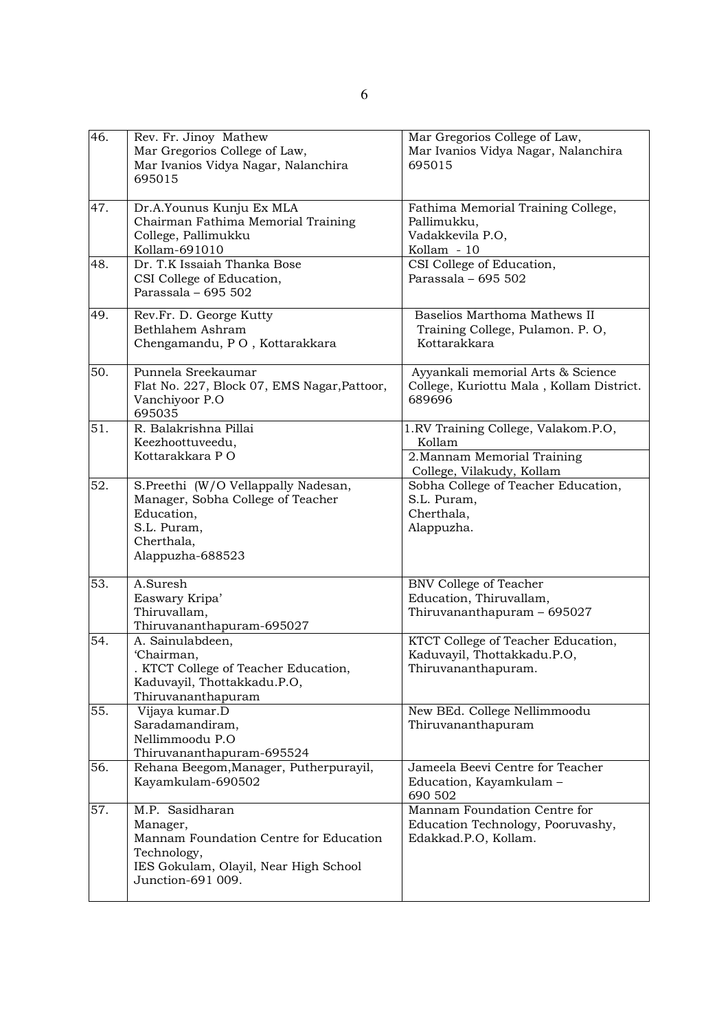| | | |
|---|---|---|
| 46. | Rev. Fr. Jinoy Mathew<br>Mar Gregorios College of Law,<br>Mar Ivanios Vidya Nagar, Nalanchira<br>695015 | Mar Gregorios College of Law,<br>Mar Ivanios Vidya Nagar, Nalanchira<br>695015 |
| 47. | Dr.A.Younus Kunju Ex MLA<br>Chairman Fathima Memorial Training College, Pallimukku<br>Kollam-691010 | Fathima Memorial Training College,<br>Pallimukku,<br>Vadakkevila P.O,<br>Kollam - 10 |
| 48. | Dr. T.K Issaiah Thanka Bose<br>CSI College of Education,<br>Parassala – 695 502 | CSI College of Education,<br>Parassala – 695 502 |
| 49. | Rev.Fr. D. George Kutty<br>Bethlahem Ashram<br>Chengamandu, P O , Kottarakkara | Baselios Marthoma Mathews II Training College, Pulamon. P. O,<br>Kottarakkara |
| 50. | Punnela Sreekaumar<br>Flat No. 227, Block 07, EMS Nagar,Pattoor,<br>Vanchiyoor P.O<br>695035 | Ayyankali memorial Arts & Science College, Kuriottu Mala , Kollam District.<br>689696 |
| 51. | R. Balakrishna Pillai<br>Keezhoottuveedu,<br>Kottarakkara P O | 1.RV Training College, Valakom.P.O, Kollam<br>2.Mannam Memorial Training College, Vilakudy, Kollam |
| 52. | S.Preethi (W/O Vellappally Nadesan,<br>Manager, Sobha College of Teacher Education,<br>S.L. Puram,<br>Cherthala,<br>Alappuzha-688523 | Sobha College of Teacher Education,<br>S.L. Puram,<br>Cherthala,<br>Alappuzha. |
| 53. | A.Suresh<br>Easwary Kripa'<br>Thiruvallam,<br>Thiruvananthapuram-695027 | BNV College of Teacher Education, Thiruvallam,<br>Thiruvananthapuram – 695027 |
| 54. | A. Sainulabdeen,<br>'Chairman,<br>. KTCT College of Teacher Education,<br>Kaduvayil, Thottakkadu.P.O,<br>Thiruvananthapuram | KTCT College of Teacher Education,<br>Kaduvayil, Thottakkadu.P.O,<br>Thiruvananthapuram. |
| 55. | Vijaya kumar.D<br>Saradamandiram,<br>Nellimmoodu P.O<br>Thiruvananthapuram-695524 | New BEd. College Nellimmoodu<br>Thiruvananthapuram |
| 56. | Rehana Beegom,Manager, Putherpurayil,<br>Kayamkulam-690502 | Jameela Beevi Centre for Teacher Education, Kayamkulam –<br>690 502 |
| 57. | M.P. Sasidharan<br>Manager,<br>Mannam Foundation Centre for Education Technology,<br>IES Gokulam, Olayil, Near High School Junction-691 009. | Mannam Foundation Centre for Education Technology, Pooruvashy,<br>Edakkad.P.O, Kollam. |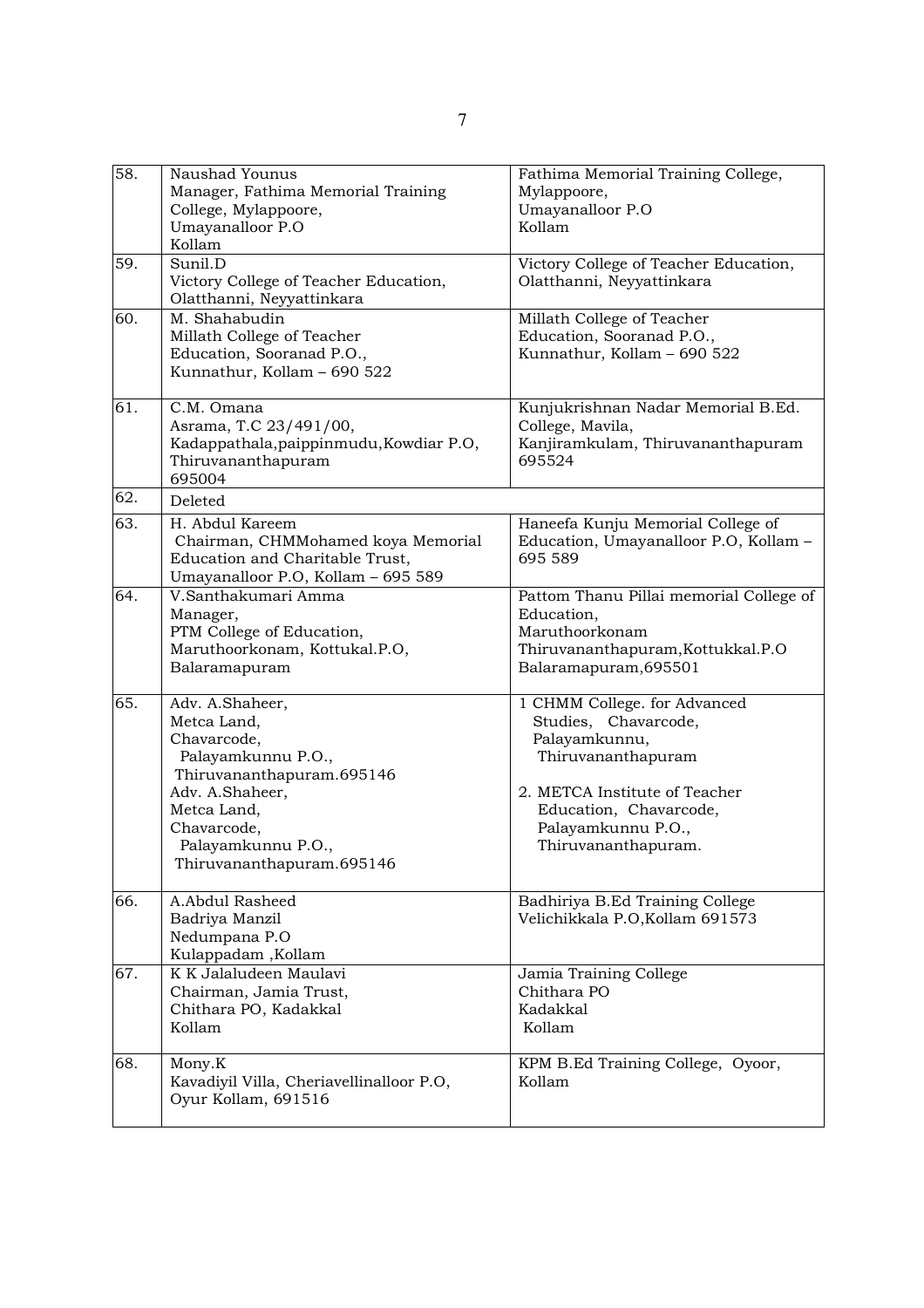| | | |
|---|---|---|
| 58. | Naushad Younus<br>Manager, Fathima Memorial Training College, Mylappoore,<br>Umayanalloor P.O<br>Kollam | Fathima Memorial Training College,<br>Mylappoore,<br>Umayanalloor P.O<br>Kollam |
| 59. | Sunil.D<br>Victory College of Teacher Education,<br>Olatthanni, Neyyattinkara | Victory College of Teacher Education,<br>Olatthanni, Neyyattinkara |
| 60. | M. Shahabudin<br>Millath College of Teacher Education, Sooranad P.O.,<br>Kunnathur, Kollam – 690 522 | Millath College of Teacher Education, Sooranad P.O.,<br>Kunnathur, Kollam – 690 522 |
| 61. | C.M. Omana<br>Asrama, T.C 23/491/00,<br>Kadappathala,paippinmudu,Kowdiar P.O,<br>Thiruvananthapuram<br>695004 | Kunjukrishnan Nadar Memorial B.Ed. College, Mavila,<br>Kanjiramkulam, Thiruvananthapuram<br>695524 |
| 62. | Deleted | |
| 63. | H. Abdul Kareem<br>Chairman, CHMMohamed koya Memorial Education and Charitable Trust,<br>Umayanalloor P.O, Kollam – 695 589 | Haneefa Kunju Memorial College of Education, Umayanalloor P.O, Kollam – 695 589 |
| 64. | V.Santhakumari Amma<br>Manager,<br>PTM College of Education,<br>Maruthoorkonam, Kottukal.P.O,<br>Balaramapuram | Pattom Thanu Pillai memorial College of Education,<br>Maruthoorkonam<br>Thiruvananthapuram,Kottukkal.P.O<br>Balaramapuram,695501 |
| 65. | Adv. A.Shaheer,<br>Metca Land,<br>Chavarcode,<br>Palayamkunnu P.O.,<br>Thiruvananthapuram.695146<br>Adv. A.Shaheer,<br>Metca Land,<br>Chavarcode,<br>Palayamkunnu P.O.,<br>Thiruvananthapuram.695146 | 1 CHMM College. for Advanced Studies, Chavarcode,<br>Palayamkunnu,<br>Thiruvananthapuram<br><br>2. METCA Institute of Teacher Education, Chavarcode,<br>Palayamkunnu P.O.,<br>Thiruvananthapuram. |
| 66. | A.Abdul Rasheed<br>Badriya Manzil<br>Nedumpana P.O<br>Kulappadam ,Kollam | Badhiriya B.Ed Training College<br>Velichikkala P.O,Kollam 691573 |
| 67. | K K Jalaludeen Maulavi<br>Chairman, Jamia Trust,<br>Chithara PO, Kadakkal<br>Kollam | Jamia Training College<br>Chithara PO<br>Kadakkal<br>Kollam |
| 68. | Mony.K<br>Kavadiyil Villa, Cheriavellinalloor P.O,<br>Oyur Kollam, 691516 | KPM B.Ed Training College, Oyoor,<br>Kollam |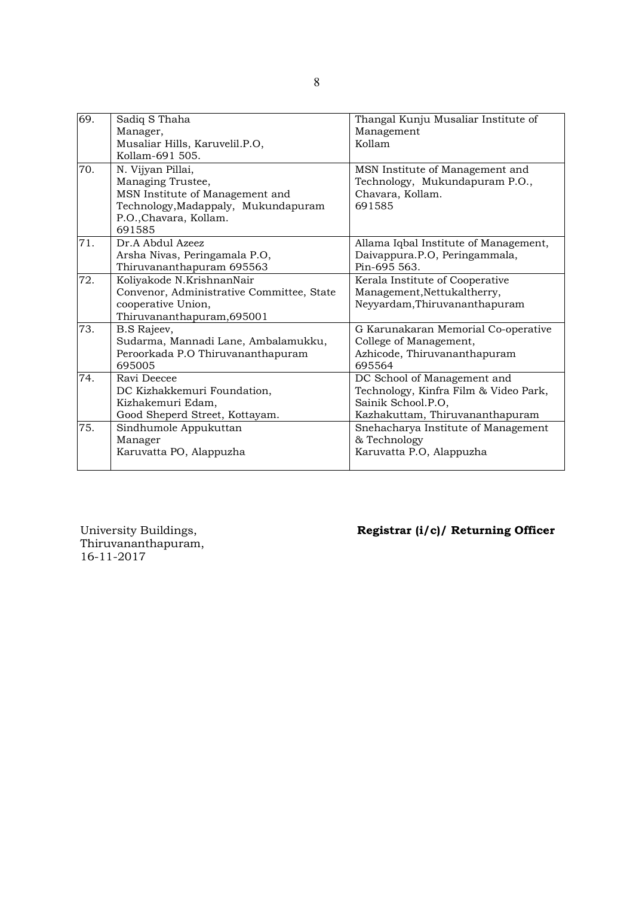| | | |
|---|---|---|
| 69. | Sadiq S Thaha<br>Manager,<br>Musaliar Hills, Karuvelil.P.O,<br>Kollam-691 505. | Thangal Kunju Musaliar Institute of Management<br>Kollam |
| 70. | N. Vijyan Pillai,<br>Managing Trustee,<br>MSN Institute of Management and Technology,Madappaly, Mukundapuram P.O.,Chavara, Kollam.<br>691585 | MSN Institute of Management and Technology, Mukundapuram P.O., Chavara, Kollam.<br>691585 |
| 71. | Dr.A Abdul Azeez<br>Arsha Nivas, Peringamala P.O,<br>Thiruvananthapuram 695563 | Allama Iqbal Institute of Management, Daivappura.P.O, Peringammala,<br>Pin-695 563. |
| 72. | Koliyakode N.KrishnanNair<br>Convenor, Administrative Committee, State cooperative Union,<br>Thiruvananthapuram,695001 | Kerala Institute of Cooperative Management,Nettukaltherry,<br>Neyyardam,Thiruvananthapuram |
| 73. | B.S Rajeev,<br>Sudarma, Mannadi Lane, Ambalamukku,<br>Peroorkada P.O Thiruvananthapuram<br>695005 | G Karunakaran Memorial Co-operative College of Management,<br>Azhicode, Thiruvananthapuram<br>695564 |
| 74. | Ravi Deecee<br>DC Kizhakkemuri Foundation,<br>Kizhakemuri Edam,<br>Good Sheperd Street, Kottayam. | DC School of Management and Technology, Kinfra Film & Video Park,<br>Sainik School.P.O,<br>Kazhakuttam, Thiruvananthapuram |
| 75. | Sindhumole Appukuttan<br>Manager<br>Karuvatta PO, Alappuzha | Snehacharya Institute of Management & Technology<br>Karuvatta P.O, Alappuzha |

University Buildings,
Thiruvananthapuram,
16-11-2017

**Registrar (i/c)/ Returning Officer**